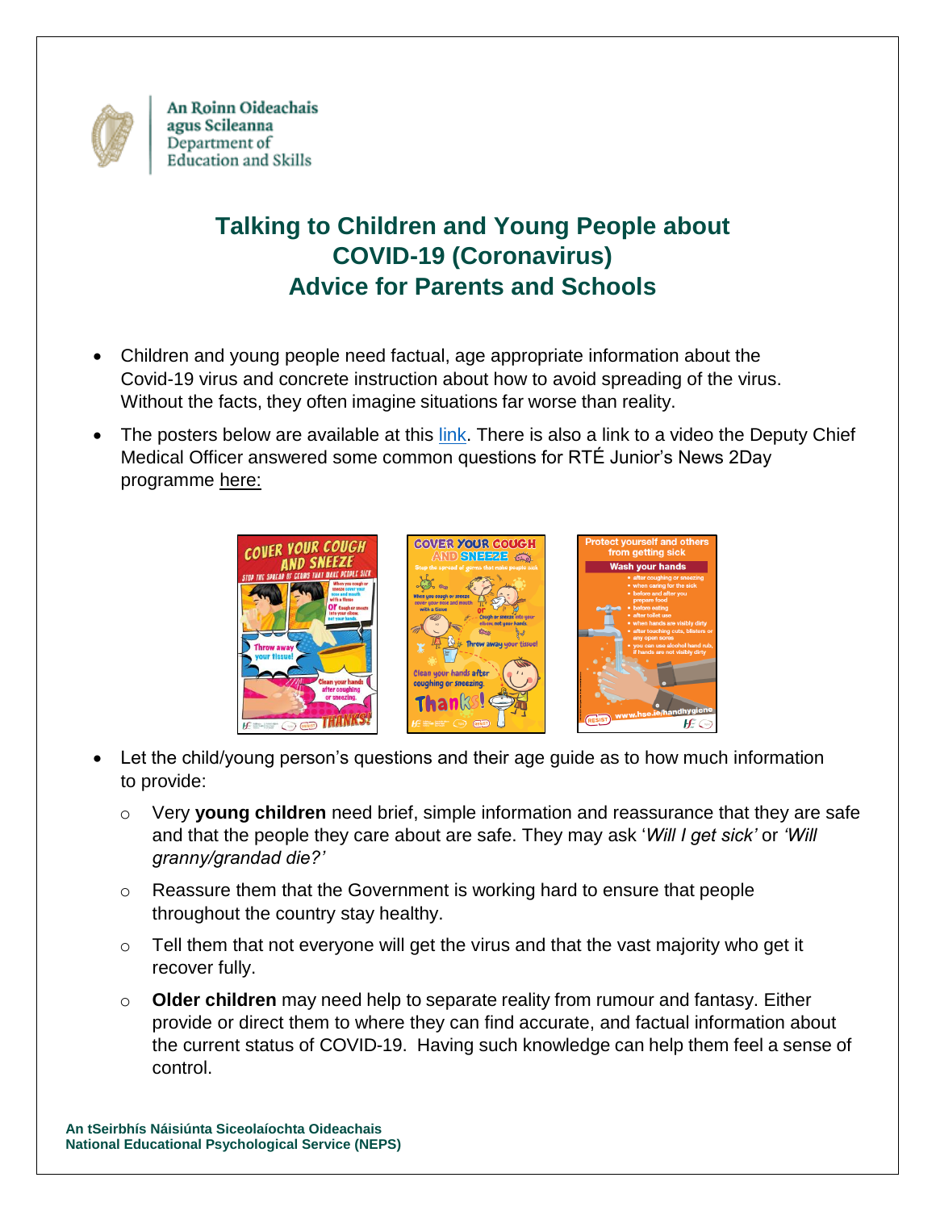An Roinn Oideachais agus Scileanna
Department of Education and Skills

# Talking to Children and Young People about COVID-19 (Coronavirus)
# Advice for Parents and Schools

- Children and young people need factual, age appropriate information about the Covid-19 virus and concrete instruction about how to avoid spreading of the virus. Without the facts, they often imagine situations far worse than reality.
- The posters below are available at this link. There is also a link to a video the Deputy Chief Medical Officer answered some common questions for RTÉ Junior's News 2Day programme here:
- Let the child/young person's questions and their age guide as to how much information to provide:
  - Very **young children** need brief, simple information and reassurance that they are safe and that the people they care about are safe. They may ask '*Will I get sick*' or *'Will granny/grandad die?'*
  - Reassure them that the Government is working hard to ensure that people throughout the country stay healthy.
  - Tell them that not everyone will get the virus and that the vast majority who get it recover fully.
  - **Older children** may need help to separate reality from rumour and fantasy. Either provide or direct them to where they can find accurate, and factual information about the current status of COVID-19. Having such knowledge can help them feel a sense of control.

**An tSeirbhís Náisiúnta Siceolaíochta Oideachais**
**National Educational Psychological Service (NEPS)**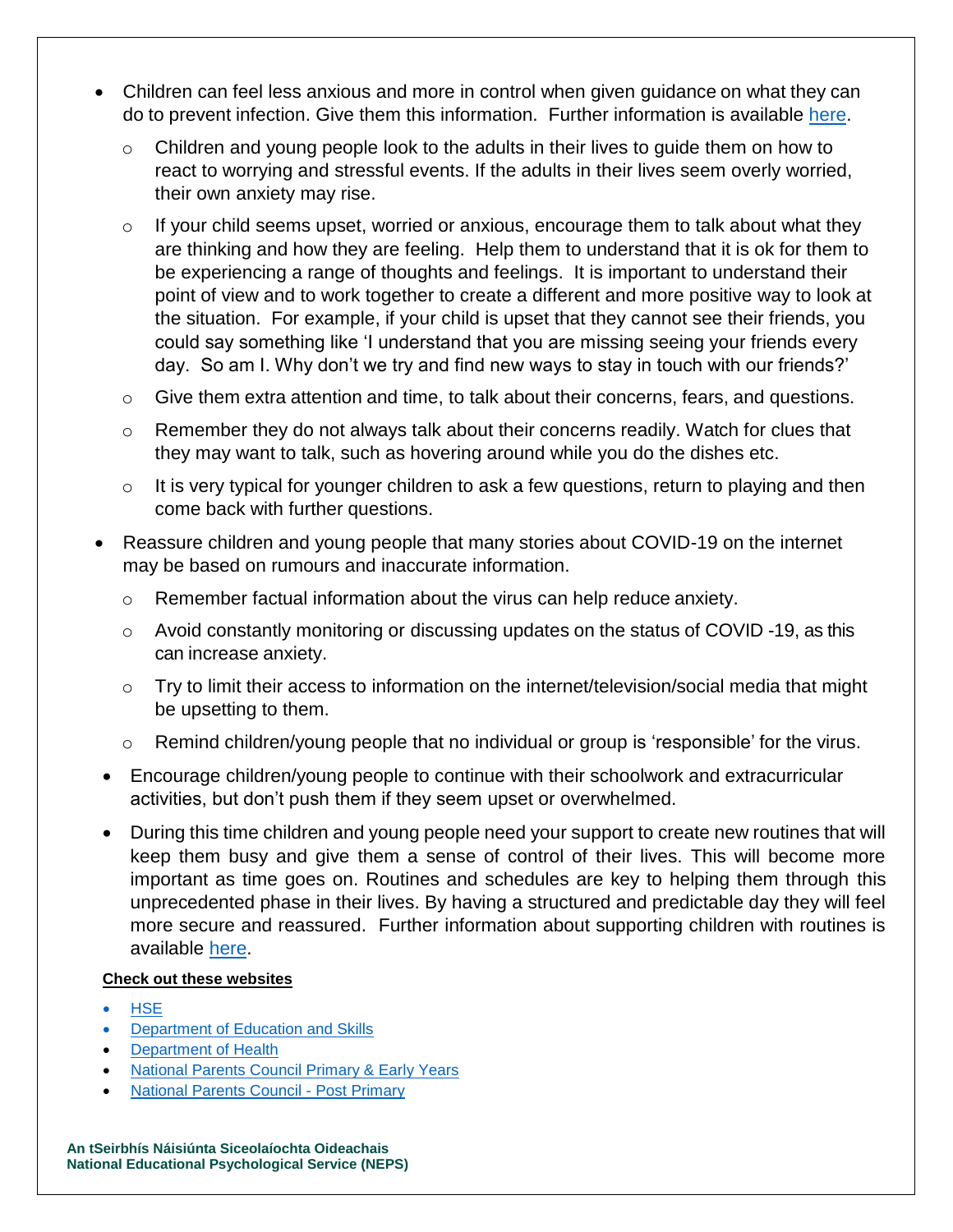- Children can feel less anxious and more in control when given guidance on what they can do to prevent infection. Give them this information. Further information is available here.
    - Children and young people look to the adults in their lives to guide them on how to react to worrying and stressful events. If the adults in their lives seem overly worried, their own anxiety may rise.
    - If your child seems upset, worried or anxious, encourage them to talk about what they are thinking and how they are feeling. Help them to understand that it is ok for them to be experiencing a range of thoughts and feelings. It is important to understand their point of view and to work together to create a different and more positive way to look at the situation. For example, if your child is upset that they cannot see their friends, you could say something like 'I understand that you are missing seeing your friends every day. So am I. Why don't we try and find new ways to stay in touch with our friends?'
    - Give them extra attention and time, to talk about their concerns, fears, and questions.
    - Remember they do not always talk about their concerns readily. Watch for clues that they may want to talk, such as hovering around while you do the dishes etc.
    - It is very typical for younger children to ask a few questions, return to playing and then come back with further questions.
- Reassure children and young people that many stories about COVID-19 on the internet may be based on rumours and inaccurate information.
    - Remember factual information about the virus can help reduce anxiety.
    - Avoid constantly monitoring or discussing updates on the status of COVID -19, as this can increase anxiety.
    - Try to limit their access to information on the internet/television/social media that might be upsetting to them.
    - Remind children/young people that no individual or group is 'responsible' for the virus.
- Encourage children/young people to continue with their schoolwork and extracurricular activities, but don't push them if they seem upset or overwhelmed.
- During this time children and young people need your support to create new routines that will keep them busy and give them a sense of control of their lives. This will become more important as time goes on. Routines and schedules are key to helping them through this unprecedented phase in their lives. By having a structured and predictable day they will feel more secure and reassured. Further information about supporting children with routines is available here.

**Check out these websites**

- HSE
- Department of Education and Skills
- Department of Health
- National Parents Council Primary & Early Years
- National Parents Council - Post Primary

**An tSeirbhís Náisiúnta Siceolaíochta Oideachais**
**National Educational Psychological Service (NEPS)**